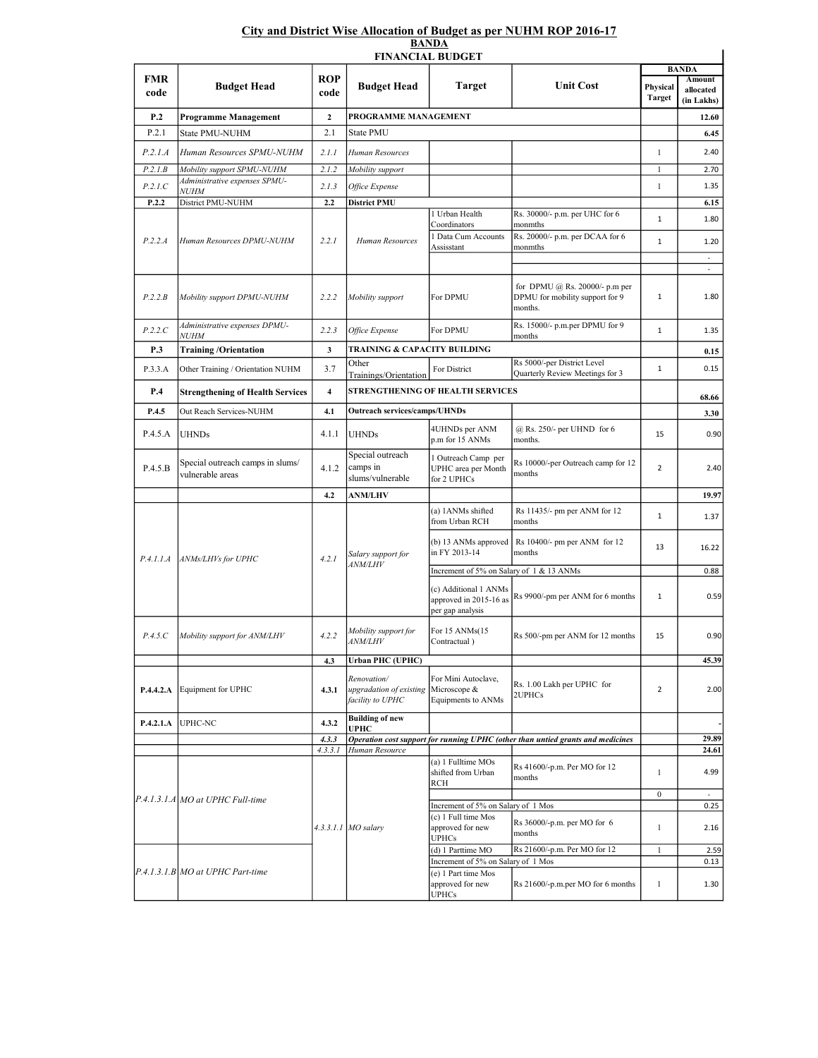## City and District Wise Allocation of Budget as per NUHM ROP 2016-17

### BANDA

### FINANCIAL BUDGET

| FMR code | Budget Head | ROP code | Budget Head | Target | Unit Cost | BANDA Physical Target | BANDA Amount allocated (in Lakhs) |
|---|---|---|---|---|---|---|---|
| **P.2** | **Programme Management** | **2** | **PROGRAMME MANAGEMENT** | | | | **12.60** |
| P.2.1 | State PMU-NUHM | 2.1 | State PMU | | | | **6.45** |
| *P.2.1.A* | *Human Resources SPMU-NUHM* | *2.1.1* | *Human Resources* | | | 1 | 2.40 |
| *P.2.1.B* | *Mobility support SPMU-NUHM* | *2.1.2* | *Mobility support* | | | 1 | 2.70 |
| *P.2.1.C* | *Administrative expenses SPMU-NUHM* | *2.1.3* | *Office Expense* | | | 1 | 1.35 |
| **P.2.2** | District PMU-NUHM | **2.2** | **District PMU** | | | | **6.15** |
| *P.2.2.A* | *Human Resources DPMU-NUHM* | *2.2.1* | *Human Resources* | 1 Urban Health Coordinators | Rs. 30000/- p.m. per UHC for 6 monmths | 1 | 1.80 |
| | | | | 1 Data Cum Accounts Assisstant | Rs. 20000/- p.m. per DCAA for 6 monmths | 1 | 1.20 |
| | | | | | | | - |
| | | | | | | | - |
| *P.2.2.B* | *Mobility support DPMU-NUHM* | *2.2.2* | *Mobility support* | For DPMU | for DPMU @ Rs. 20000/- p.m per DPMU for mobility support for 9 months. | 1 | 1.80 |
| *P.2.2.C* | *Administrative expenses DPMU-NUHM* | *2.2.3* | *Office Expense* | For DPMU | Rs. 15000/- p.m.per DPMU for 9 months | 1 | 1.35 |
| **P.3** | **Training /Orientation** | **3** | **TRAINING & CAPACITY BUILDING** | | | | **0.15** |
| P.3.3.A | Other Training / Orientation NUHM | 3.7 | Other Trainings/Orientation | For District | Rs 5000/-per District Level Quarterly Review Meetings for 3 | 1 | 0.15 |
| **P.4** | **Strengthening of Health Services** | **4** | **STRENGTHENING OF HEALTH SERVICES** | | | | **68.66** |
| **P.4.5** | Out Reach Services-NUHM | **4.1** | **Outreach services/camps/UHNDs** | | | | **3.30** |
| P.4.5.A | UHNDs | 4.1.1 | UHNDs | 4UHNDs per ANM p.m for 15 ANMs | @ Rs. 250/- per UHND for 6 months. | 15 | 0.90 |
| P.4.5.B | Special outreach camps in slums/ vulnerable areas | 4.1.2 | Special outreach camps in slums/vulnerable | 1 Outreach Camp per UPHC area per Month for 2 UPHCs | Rs 10000/-per Outreach camp for 12 months | 2 | 2.40 |
| | | **4.2** | **ANM/LHV** | | | | **19.97** |
| *P.4.1.1.A* | *ANMs/LHVs for UPHC* | *4.2.1* | *Salary support for ANM/LHV* | (a) 1ANMs shifted from Urban RCH | Rs 11435/- pm per ANM for 12 months | 1 | 1.37 |
| | | | | (b) 13 ANMs approved in FY 2013-14 | Rs 10400/- pm per ANM for 12 months | 13 | 16.22 |
| | | | | Increment of 5% on Salary of 1 & 13 ANMs | | | 0.88 |
| | | | | (c) Additional 1 ANMs approved in 2015-16 as per gap analysis | Rs 9900/-pm per ANM for 6 months | 1 | 0.59 |
| *P.4.5.C* | *Mobility support for ANM/LHV* | *4.2.2* | *Mobility support for ANM/LHV* | For 15 ANMs(15 Contractual ) | Rs 500/-pm per ANM for 12 months | 15 | 0.90 |
| | | **4.3** | **Urban PHC (UPHC)** | | | | **45.39** |
| **P.4.4.2.A** | Equipment for UPHC | **4.3.1** | *Renovation/ upgradation of existing facility to UPHC* | For Mini Autoclave, Microscope & Equipments to ANMs | Rs. 1.00 Lakh per UPHC for 2UPHCs | 2 | 2.00 |
| **P.4.2.1.A** | UPHC-NC | **4.3.2** | **Building of new UPHC** | | | | - |
| | | *4.3.3* | ***Operation cost support for running UPHC (other than untied grants and medicines*** | | | | **29.89** |
| | | *4.3.3.1* | *Human Resource* | | | | **24.61** |
| *P.4.1.3.1.A* | *MO at UPHC Full-time* | *4.3.3.1.1* | *MO salary* | (a) 1 Fulltime MOs shifted from Urban RCH | Rs 41600/-p.m. Per MO for 12 months | 1 | 4.99 |
| | | | | | | 0 | - |
| | | | | Increment of 5% on Salary of 1 Mos | | | 0.25 |
| | | | | (c) 1 Full time Mos approved for new UPHCs | Rs 36000/-p.m. per MO for 6 months | 1 | 2.16 |
| *P.4.1.3.1.B* | *MO at UPHC Part-time* | | | (d) 1 Parttime MO | Rs 21600/-p.m. Per MO for 12 | 1 | 2.59 |
| | | | | Increment of 5% on Salary of 1 Mos | | | 0.13 |
| | | | | (e) 1 Part time Mos approved for new UPHCs | Rs 21600/-p.m.per MO for 6 months | 1 | 1.30 |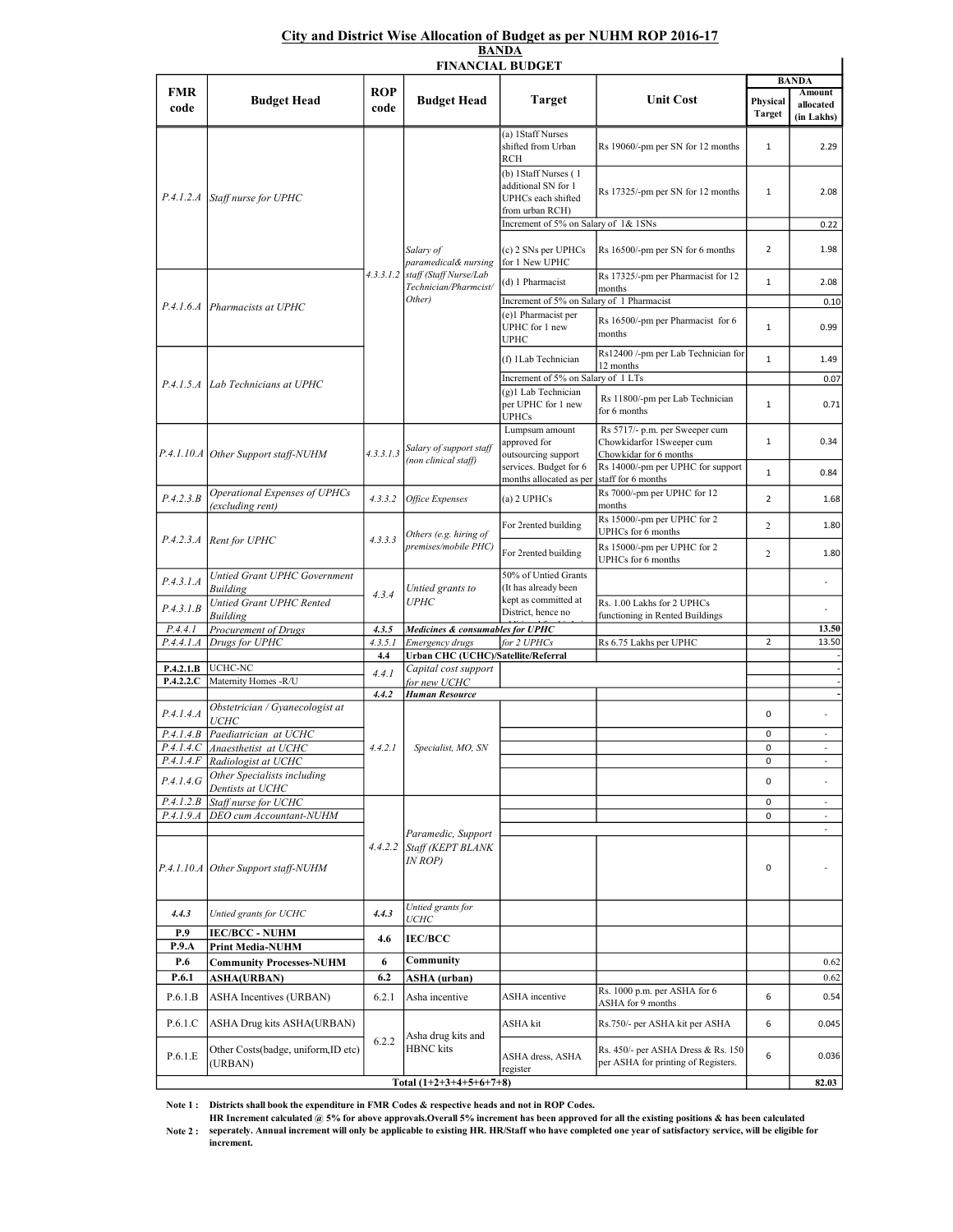## City and District Wise Allocation of Budget as per NUHM ROP 2016-17

### BANDA

### FINANCIAL BUDGET

| FMR code | Budget Head | ROP code | Budget Head | Target | Unit Cost | BANDA Physical Target | BANDA Amount allocated (in Lakhs) |
|---|---|---|---|---|---|---|---|
| P.4.1.2.A | Staff nurse for UPHC | 4.3.3.1.2 | Salary of paramedical& nursing staff (Staff Nurse/Lab Technician/Pharmcist/ Other) | (a) 1Staff Nurses shifted from Urban RCH | Rs 19060/-pm per SN for 12 months | 1 | 2.29 |
| | | | | (b) 1Staff Nurses ( 1 additional SN for 1 UPHCs each shifted from urban RCH) | Rs 17325/-pm per SN for 12 months | 1 | 2.08 |
| | | | | Increment of 5% on Salary of 1& 1SNs | | | 0.22 |
| | | | | (c) 2 SNs per UPHCs for 1 New UPHC | Rs 16500/-pm per SN for 6 months | 2 | 1.98 |
| P.4.1.6.A | Pharmacists at UPHC | | | (d) 1 Pharmacist | Rs 17325/-pm per Pharmacist for 12 months | 1 | 2.08 |
| | | | | Increment of 5% on Salary of 1 Pharmacist | | | 0.10 |
| | | | | (e)1 Pharmacist per UPHC for 1 new UPHC | Rs 16500/-pm per Pharmacist for 6 months | 1 | 0.99 |
| P.4.1.5.A | Lab Technicians at UPHC | | | (f) 1Lab Technician | Rs12400 /-pm per Lab Technician for 12 months | 1 | 1.49 |
| | | | | Increment of 5% on Salary of 1 LTs | | | 0.07 |
| | | | | (g)1 Lab Technician per UPHC for 1 new UPHCs | Rs 11800/-pm per Lab Technician for 6 months | 1 | 0.71 |
| P.4.1.10.A | Other Support staff-NUHM | 4.3.3.1.3 | Salary of support staff (non clinical staff) | Lumpsum amount approved for outsourcing support services. Budget for 6 months allocated as per | Rs 5717/- p.m. per Sweeper cum Chowkidarfor 1Sweeper cum Chowkidar for 6 months | 1 | 0.34 |
| | | | | | Rs 14000/-pm per UPHC for support staff for 6 months | 1 | 0.84 |
| P.4.2.3.B | Operational Expenses of UPHCs (excluding rent) | 4.3.3.2 | Office Expenses | (a) 2 UPHCs | Rs 7000/-pm per UPHC for 12 months | 2 | 1.68 |
| P.4.2.3.A | Rent for UPHC | 4.3.3.3 | Others (e.g. hiring of premises/mobile PHC) | For 2rented building | Rs 15000/-pm per UPHC for 2 UPHCs for 6 months | 2 | 1.80 |
| | | | | For 2rented building | Rs 15000/-pm per UPHC for 2 UPHCs for 6 months | 2 | 1.80 |
| P.4.3.1.A | Untied Grant UPHC Government Building | 4.3.4 | Untied grants to UPHC | 50% of Untied Grants (It has already been kept as committed at District, hence no | | | - |
| P.4.3.1.B | Untied Grant UPHC Rented Building | | | | Rs. 1.00 Lakhs for 2 UPHCs functioning in Rented Buildings | | - |
| P.4.4.1 | Procurement of Drugs | 4.3.5 | **Medicines & consumables for UPHC** | | | | **13.50** |
| P.4.4.1.A | Drugs for UPHC | 4.3.5.1 | Emergency drugs | for 2 UPHCs | Rs 6.75 Lakhs per UPHC | 2 | 13.50 |
| | | 4.4 | **Urban CHC (UCHC)/Satellite/Referral** | | | | - |
| **P.4.2.1.B** | UCHC-NC | 4.4.1 | Capital cost support for new UCHC | | | | - |
| **P.4.2.2.C** | Maternity Homes -R/U | | | | | | - |
| | | 4.4.2 | **Human Resource** | | | | - |
| P.4.1.4.A | Obstetrician / Gyanecologist at UCHC | 4.4.2.1 | Specialist, MO, SN | | | 0 | - |
| P.4.1.4.B | Paediatrician at UCHC | | | | | 0 | - |
| P.4.1.4.C | Anaesthetist at UCHC | | | | | 0 | - |
| P.4.1.4.F | Radiologist at UCHC | | | | | 0 | - |
| P.4.1.4.G | Other Specialists including Dentists at UCHC | | | | | 0 | - |
| P.4.1.2.B | Staff nurse for UCHC | 4.4.2.2 | Paramedic, Support Staff (KEPT BLANK IN ROP) | | | 0 | - |
| P.4.1.9.A | DEO cum Accountant-NUHM | | | | | 0 | - |
| | | | | | | | - |
| P.4.1.10.A | Other Support staff-NUHM | | | | | 0 | - |
| 4.4.3 | Untied grants for UCHC | 4.4.3 | Untied grants for UCHC | | | | |
| **P.9** | **IEC/BCC - NUHM** | 4.6 | **IEC/BCC** | | | | |
| **P.9.A** | **Print Media-NUHM** | | | | | | |
| **P.6** | **Community Processes-NUHM** | **6** | **Community** | | | | 0.62 |
| **P.6.1** | **ASHA(URBAN)** | **6.2** | **ASHA (urban)** | | | | 0.62 |
| P.6.1.B | ASHA Incentives (URBAN) | 6.2.1 | Asha incentive | ASHA incentive | Rs. 1000 p.m. per ASHA for 6 ASHA for 9 months | 6 | 0.54 |
| P.6.1.C | ASHA Drug kits ASHA(URBAN) | 6.2.2 | Asha drug kits and HBNC kits | ASHA kit | Rs.750/- per ASHA kit per ASHA | 6 | 0.045 |
| P.6.1.E | Other Costs(badge, uniform,ID etc) (URBAN) | | | ASHA dress, ASHA register | Rs. 450/- per ASHA Dress & Rs. 150 per ASHA for printing of Registers. | 6 | 0.036 |
| | | | **Total (1+2+3+4+5+6+7+8)** | | | | **82.03** |

**Note 1 :** **Districts shall book the expenditure in FMR Codes & respective heads and not in ROP Codes.**

**Note 2 :** **HR Increment calculated @ 5% for above approvals.Overall 5% increment has been approved for all the existing positions & has been calculated seperately. Annual increment will only be applicable to existing HR. HR/Staff who have completed one year of satisfactory service, will be eligible for increment.**